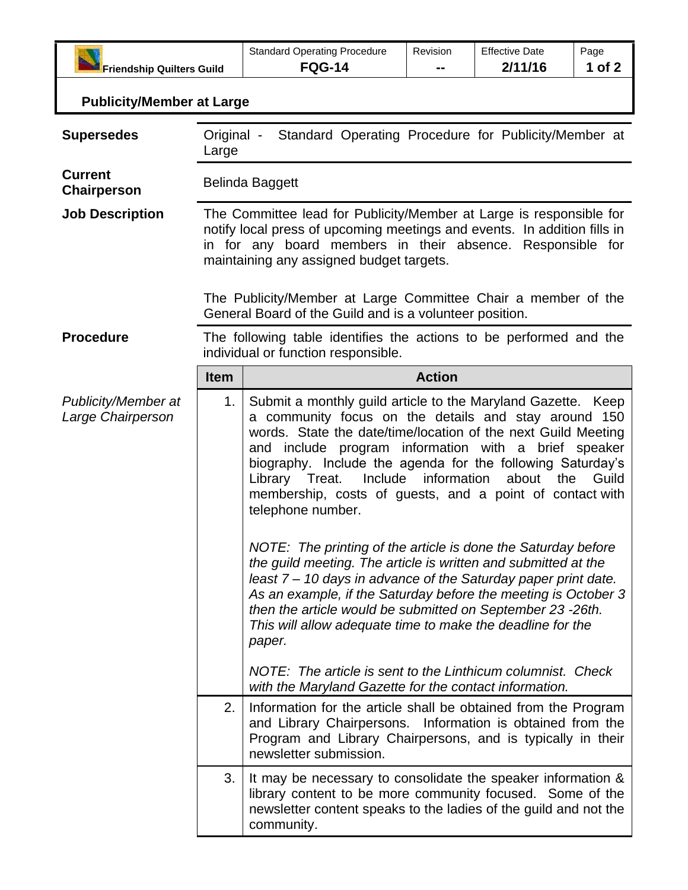| Friendship Quilters Guild | Standard Operating Procedure **FQG-14** | Revision **--** | Effective Date **2/11/16** |
|---|---|---|---|

## Publicity/Member at Large

**Supersedes**

Original - Standard Operating Procedure for Publicity/Member at Large

**Current Chairperson**

Belinda Baggett

**Job Description**

The Committee lead for Publicity/Member at Large is responsible for notify local press of upcoming meetings and events. In addition fills in in for any board members in their absence. Responsible for maintaining any assigned budget targets.

The Publicity/Member at Large Committee Chair a member of the General Board of the Guild and is a volunteer position.

**Procedure**

The following table identifies the actions to be performed and the individual or function responsible.

| | Item | Action |
|---|---|---|
| *Publicity/Member at Large Chairperson* | 1. | Submit a monthly guild article to the Maryland Gazette. Keep a community focus on the details and stay around 150 words. State the date/time/location of the next Guild Meeting and include program information with a brief speaker biography. Include the agenda for the following Saturday's Library Treat. Include information about the Guild membership, costs of guests, and a point of contact with telephone number.<br><br>*NOTE: The printing of the article is done the Saturday before the guild meeting. The article is written and submitted at the least 7 – 10 days in advance of the Saturday paper print date. As an example, if the Saturday before the meeting is October 3 then the article would be submitted on September 23 -26th. This will allow adequate time to make the deadline for the paper.*<br><br>*NOTE: The article is sent to the Linthicum columnist. Check with the Maryland Gazette for the contact information.* |
| | 2. | Information for the article shall be obtained from the Program and Library Chairpersons. Information is obtained from the Program and Library Chairpersons, and is typically in their newsletter submission. |
| | 3. | It may be necessary to consolidate the speaker information & library content to be more community focused. Some of the newsletter content speaks to the ladies of the guild and not the community. |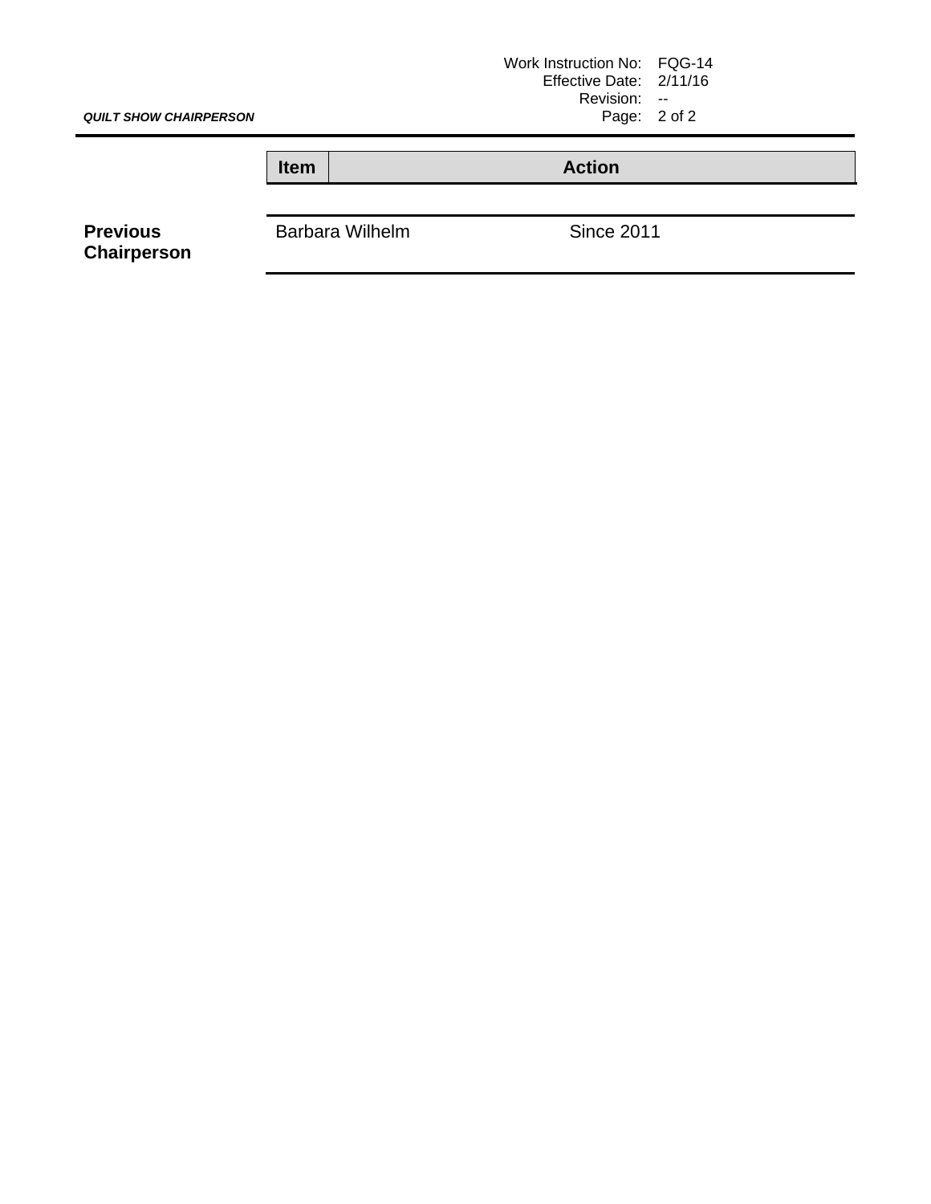| | Item | Action |
|---|---|---|
| **Previous Chairperson** | Barbara Wilhelm | Since 2011 |